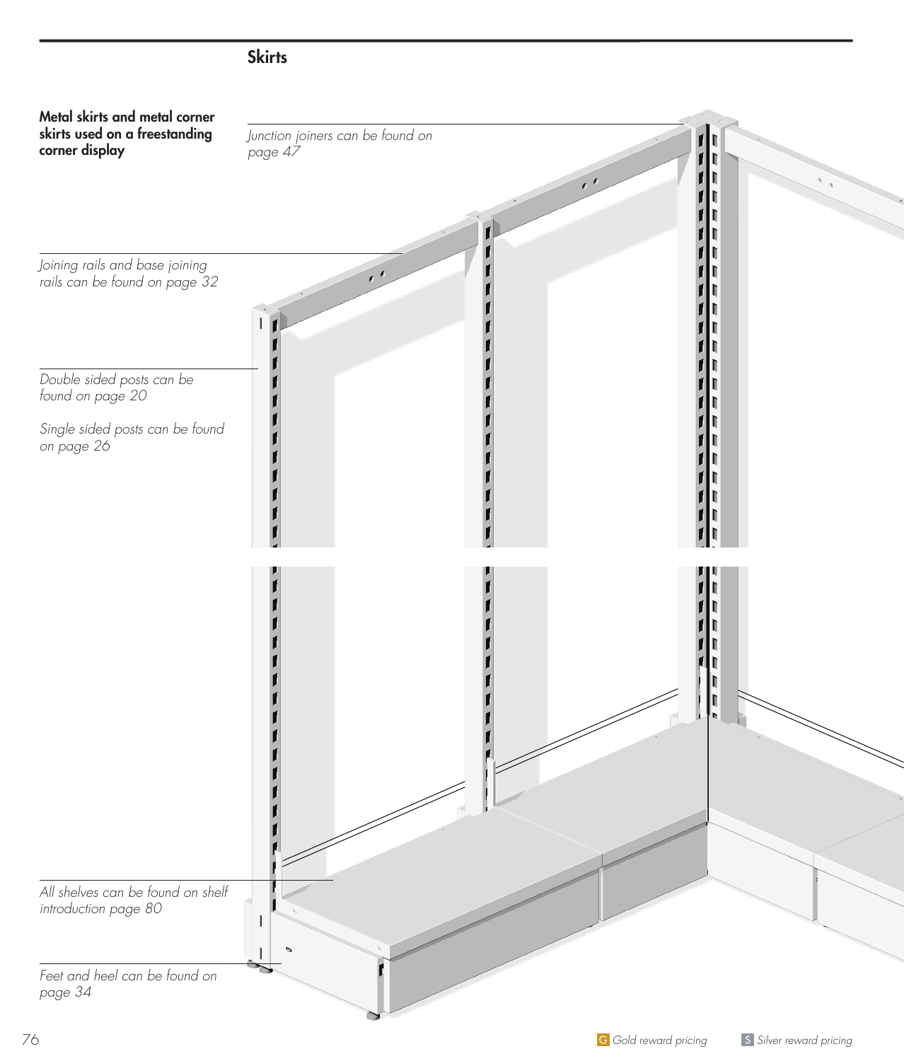## Skirts

**Metal skirts and metal corner skirts used on a freestanding corner display**

*Junction joiners can be found on page 47*

*Joining rails and base joining rails can be found on page 32*

*Double sided posts can be found on page 20*

*Single sided posts can be found on page 26*

*All shelves can be found on shelf introduction page 80*

*Feet and heel can be found on page 34*

G *Gold reward pricing* S *Silver reward pricing*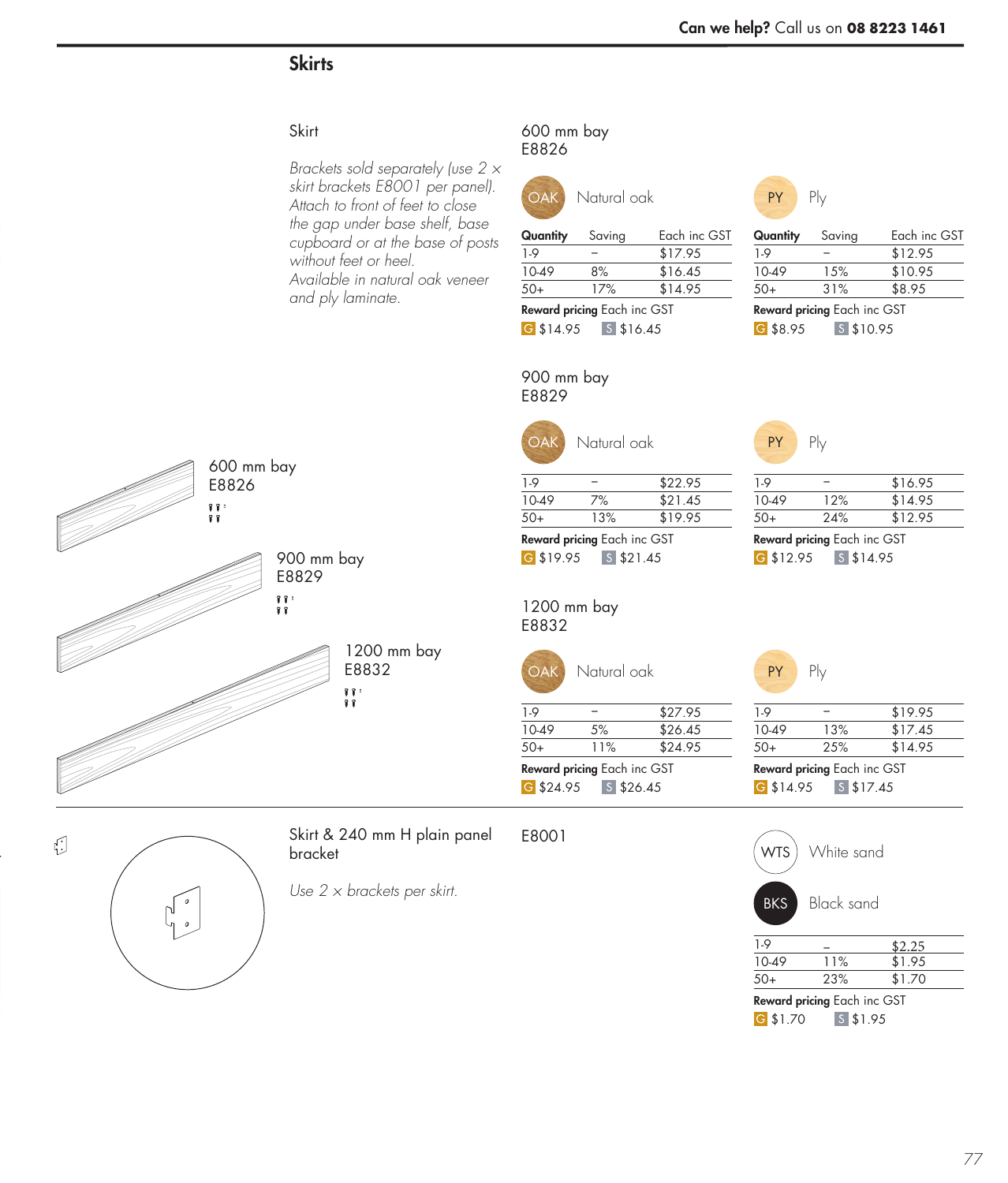## Skirts

### Skirt

*Brackets sold separately (use 2 × skirt brackets E8001 per panel). Attach to front of feet to close the gap under base shelf, base cupboard or at the base of posts without feet or heel. Available in natural oak veneer and ply laminate.*

600 mm bay
E8826

900 mm bay
E8829

1200 mm bay
E8832

#### 600 mm bay E8826

**OAK** Natural oak

| Quantity | Saving | Each inc GST |
|---|---|---|
| 1-9 | – | $17.95 |
| 10-49 | 8% | $16.45 |
| 50+ | 17% | $14.95 |

**Reward pricing** Each inc GST
G $14.95 S $16.45

**PY** Ply

| Quantity | Saving | Each inc GST |
|---|---|---|
| 1-9 | – | $12.95 |
| 10-49 | 15% | $10.95 |
| 50+ | 31% | $8.95 |

**Reward pricing** Each inc GST
G $8.95 S $10.95

#### 900 mm bay E8829

**OAK** Natural oak

| Quantity | Saving | Each inc GST |
|---|---|---|
| 1-9 | – | $22.95 |
| 10-49 | 7% | $21.45 |
| 50+ | 13% | $19.95 |

**Reward pricing** Each inc GST
G $19.95 S $21.45

**PY** Ply

| Quantity | Saving | Each inc GST |
|---|---|---|
| 1-9 | – | $16.95 |
| 10-49 | 12% | $14.95 |
| 50+ | 24% | $12.95 |

**Reward pricing** Each inc GST
G $12.95 S $14.95

#### 1200 mm bay E8832

**OAK** Natural oak

| Quantity | Saving | Each inc GST |
|---|---|---|
| 1-9 | – | $27.95 |
| 10-49 | 5% | $26.45 |
| 50+ | 11% | $24.95 |

**Reward pricing** Each inc GST
G $24.95 S $26.45

**PY** Ply

| Quantity | Saving | Each inc GST |
|---|---|---|
| 1-9 | – | $19.95 |
| 10-49 | 13% | $17.45 |
| 50+ | 25% | $14.95 |

**Reward pricing** Each inc GST
G $14.95 S $17.45

---

### Skirt & 240 mm H plain panel bracket

*Use 2 × brackets per skirt.*

E8001

**WTS** White sand

**BKS** Black sand

| Quantity | Saving | Each inc GST |
|---|---|---|
| 1-9 | – | $2.25 |
| 10-49 | 11% | $1.95 |
| 50+ | 23% | $1.70 |

**Reward pricing** Each inc GST
G $1.70 S $1.95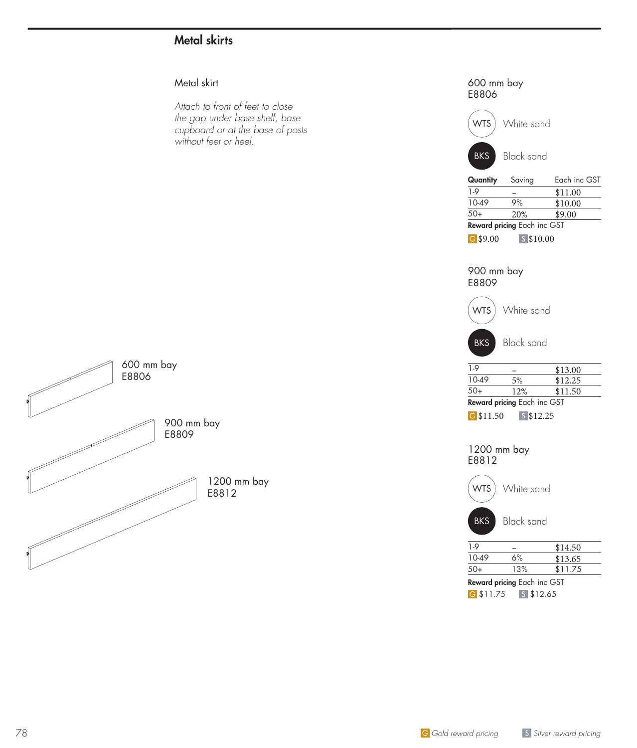## Metal skirts

Metal skirt

*Attach to front of feet to close the gap under base shelf, base cupboard or at the base of posts without feet or heel.*

600 mm bay
E8806

900 mm bay
E8809

1200 mm bay
E8812

### 600 mm bay
E8806

WTS White sand

BKS Black sand

| Quantity | Saving | Each inc GST |
|---|---|---|
| 1-9 | – | $11.00 |
| 10-49 | 9% | $10.00 |
| 50+ | 20% | $9.00 |

**Reward pricing** Each inc GST

G $9.00 S $10.00

### 900 mm bay
E8809

WTS White sand

BKS Black sand

| Quantity | Saving | Each inc GST |
|---|---|---|
| 1-9 | – | $13.00 |
| 10-49 | 5% | $12.25 |
| 50+ | 12% | $11.50 |

**Reward pricing** Each inc GST

G $11.50 S $12.25

### 1200 mm bay
E8812

WTS White sand

BKS Black sand

| Quantity | Saving | Each inc GST |
|---|---|---|
| 1-9 | – | $14.50 |
| 10-49 | 6% | $13.65 |
| 50+ | 13% | $11.75 |

**Reward pricing** Each inc GST

G $11.75 S $12.65

G *Gold reward pricing* S *Silver reward pricing*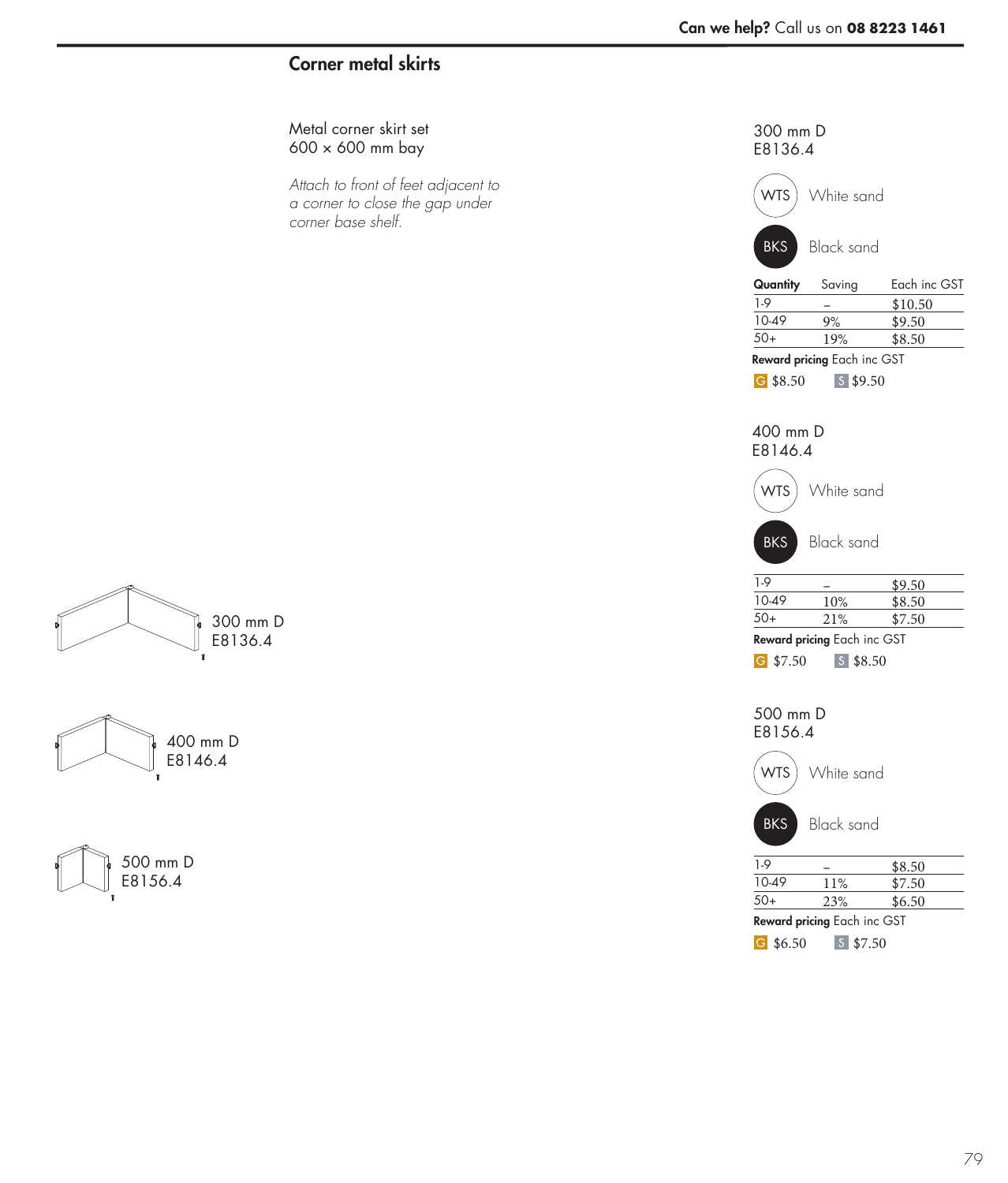## Corner metal skirts

Metal corner skirt set
600 × 600 mm bay

*Attach to front of feet adjacent to a corner to close the gap under corner base shelf.*

300 mm D
E8136.4

400 mm D
E8146.4

500 mm D
E8156.4

### 300 mm D
E8136.4

WTS White sand

BKS Black sand

| Quantity | Saving | Each inc GST |
|---|---|---|
| 1-9 | – | $10.50 |
| 10-49 | 9% | $9.50 |
| 50+ | 19% | $8.50 |

**Reward pricing** Each inc GST

G $8.50 S $9.50

### 400 mm D
E8146.4

WTS White sand

BKS Black sand

| Quantity | Saving | Each inc GST |
|---|---|---|
| 1-9 | – | $9.50 |
| 10-49 | 10% | $8.50 |
| 50+ | 21% | $7.50 |

**Reward pricing** Each inc GST

G $7.50 S $8.50

### 500 mm D
E8156.4

WTS White sand

BKS Black sand

| Quantity | Saving | Each inc GST |
|---|---|---|
| 1-9 | – | $8.50 |
| 10-49 | 11% | $7.50 |
| 50+ | 23% | $6.50 |

**Reward pricing** Each inc GST

G $6.50 S $7.50